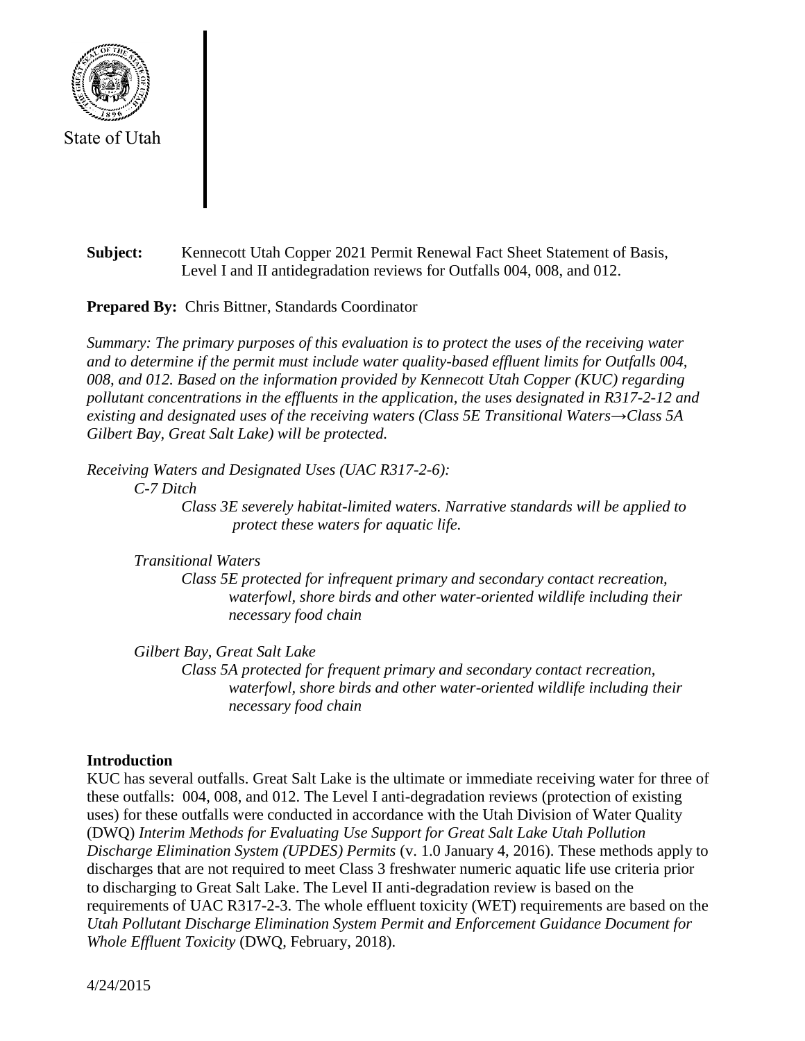State of Utah

**Subject:** Kennecott Utah Copper 2021 Permit Renewal Fact Sheet Statement of Basis, Level I and II antidegradation reviews for Outfalls 004, 008, and 012.

**Prepared By:** Chris Bittner, Standards Coordinator

*Summary: The primary purposes of this evaluation is to protect the uses of the receiving water and to determine if the permit must include water quality-based effluent limits for Outfalls 004, 008, and 012. Based on the information provided by Kennecott Utah Copper (KUC) regarding pollutant concentrations in the effluents in the application, the uses designated in R317-2-12 and existing and designated uses of the receiving waters (Class 5E Transitional Waters→Class 5A Gilbert Bay, Great Salt Lake) will be protected.*

*Receiving Waters and Designated Uses (UAC R317-2-6):*

*C-7 Ditch*

*Class 3E severely habitat-limited waters. Narrative standards will be applied to protect these waters for aquatic life.*

*Transitional Waters*

*Class 5E protected for infrequent primary and secondary contact recreation, waterfowl, shore birds and other water-oriented wildlife including their necessary food chain*

*Gilbert Bay, Great Salt Lake*

*Class 5A protected for frequent primary and secondary contact recreation, waterfowl, shore birds and other water-oriented wildlife including their necessary food chain*

**Introduction**

KUC has several outfalls. Great Salt Lake is the ultimate or immediate receiving water for three of these outfalls: 004, 008, and 012. The Level I anti-degradation reviews (protection of existing uses) for these outfalls were conducted in accordance with the Utah Division of Water Quality (DWQ) *Interim Methods for Evaluating Use Support for Great Salt Lake Utah Pollution Discharge Elimination System (UPDES) Permits* (v. 1.0 January 4, 2016). These methods apply to discharges that are not required to meet Class 3 freshwater numeric aquatic life use criteria prior to discharging to Great Salt Lake. The Level II anti-degradation review is based on the requirements of UAC R317-2-3. The whole effluent toxicity (WET) requirements are based on the *Utah Pollutant Discharge Elimination System Permit and Enforcement Guidance Document for Whole Effluent Toxicity* (DWQ, February, 2018).

4/24/2015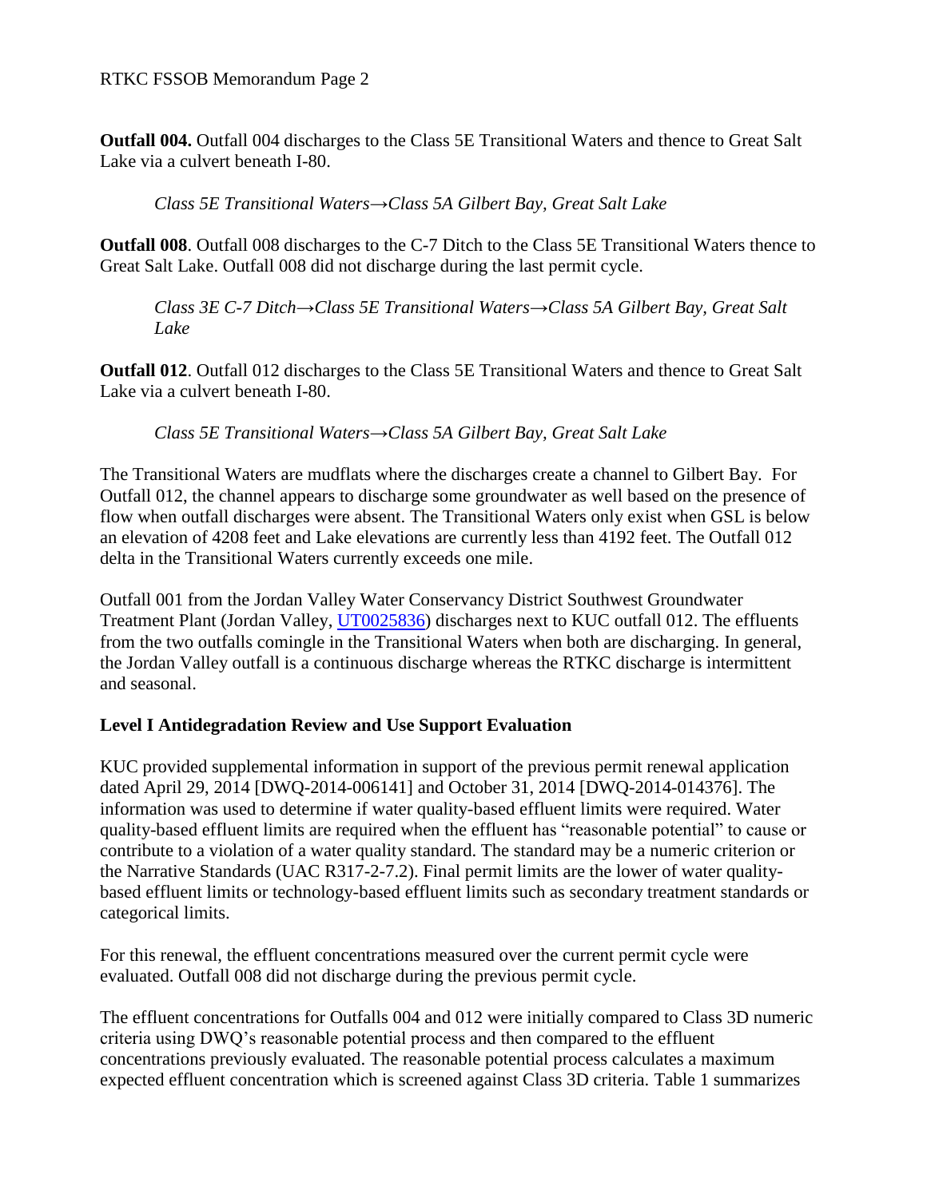**Outfall 004.** Outfall 004 discharges to the Class 5E Transitional Waters and thence to Great Salt Lake via a culvert beneath I-80.

*Class 5E Transitional Waters→Class 5A Gilbert Bay, Great Salt Lake*

**Outfall 008**. Outfall 008 discharges to the C-7 Ditch to the Class 5E Transitional Waters thence to Great Salt Lake. Outfall 008 did not discharge during the last permit cycle.

*Class 3E C-7 Ditch→Class 5E Transitional Waters→Class 5A Gilbert Bay, Great Salt Lake*

**Outfall 012**. Outfall 012 discharges to the Class 5E Transitional Waters and thence to Great Salt Lake via a culvert beneath I-80.

*Class 5E Transitional Waters→Class 5A Gilbert Bay, Great Salt Lake*

The Transitional Waters are mudflats where the discharges create a channel to Gilbert Bay. For Outfall 012, the channel appears to discharge some groundwater as well based on the presence of flow when outfall discharges were absent. The Transitional Waters only exist when GSL is below an elevation of 4208 feet and Lake elevations are currently less than 4192 feet. The Outfall 012 delta in the Transitional Waters currently exceeds one mile.

Outfall 001 from the Jordan Valley Water Conservancy District Southwest Groundwater Treatment Plant (Jordan Valley, UT0025836) discharges next to KUC outfall 012. The effluents from the two outfalls comingle in the Transitional Waters when both are discharging. In general, the Jordan Valley outfall is a continuous discharge whereas the RTKC discharge is intermittent and seasonal.

## Level I Antidegradation Review and Use Support Evaluation

KUC provided supplemental information in support of the previous permit renewal application dated April 29, 2014 [DWQ-2014-006141] and October 31, 2014 [DWQ-2014-014376]. The information was used to determine if water quality-based effluent limits were required. Water quality-based effluent limits are required when the effluent has "reasonable potential" to cause or contribute to a violation of a water quality standard. The standard may be a numeric criterion or the Narrative Standards (UAC R317-2-7.2). Final permit limits are the lower of water quality-based effluent limits or technology-based effluent limits such as secondary treatment standards or categorical limits.

For this renewal, the effluent concentrations measured over the current permit cycle were evaluated. Outfall 008 did not discharge during the previous permit cycle.

The effluent concentrations for Outfalls 004 and 012 were initially compared to Class 3D numeric criteria using DWQ's reasonable potential process and then compared to the effluent concentrations previously evaluated. The reasonable potential process calculates a maximum expected effluent concentration which is screened against Class 3D criteria. Table 1 summarizes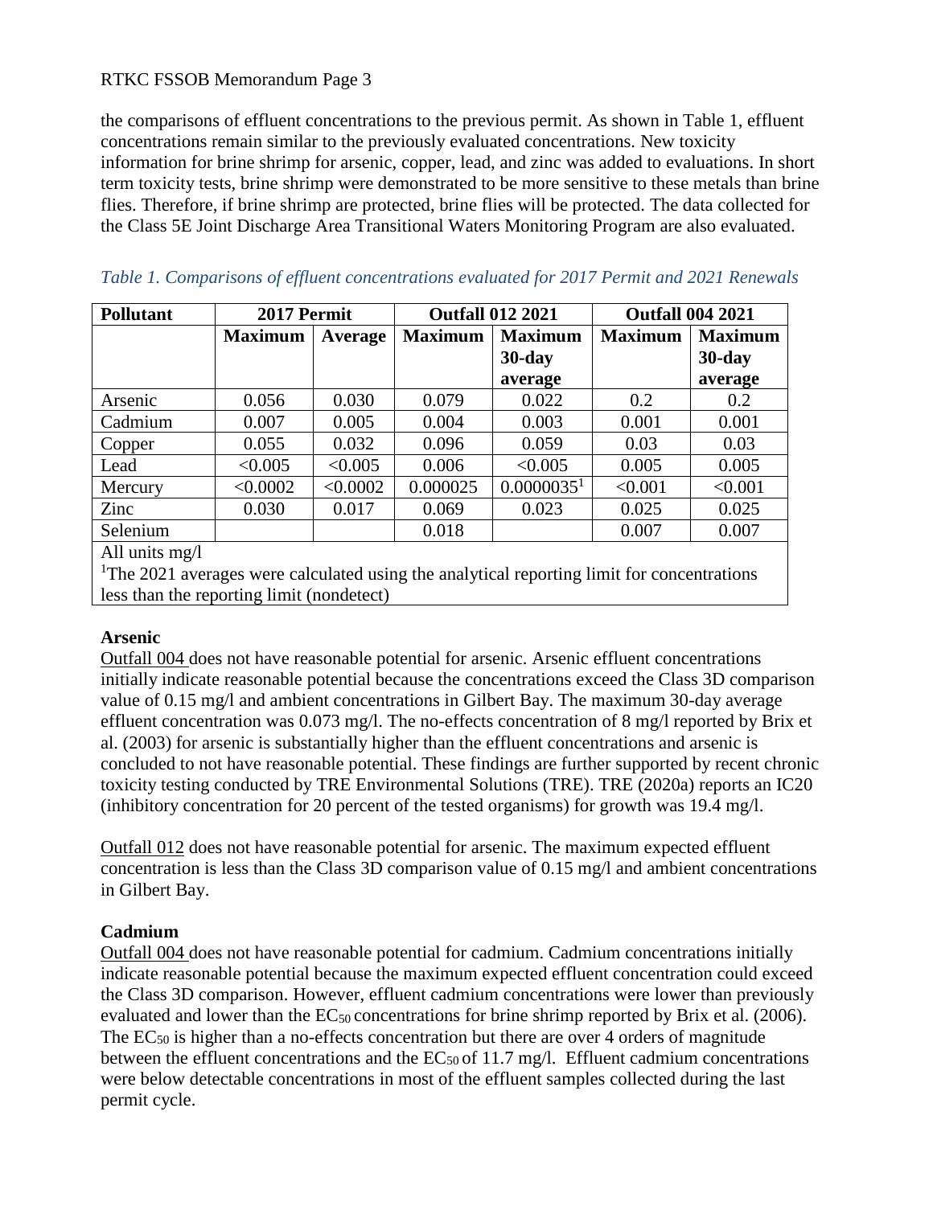the comparisons of effluent concentrations to the previous permit. As shown in Table 1, effluent concentrations remain similar to the previously evaluated concentrations. New toxicity information for brine shrimp for arsenic, copper, lead, and zinc was added to evaluations. In short term toxicity tests, brine shrimp were demonstrated to be more sensitive to these metals than brine flies. Therefore, if brine shrimp are protected, brine flies will be protected. The data collected for the Class 5E Joint Discharge Area Transitional Waters Monitoring Program are also evaluated.

*Table 1. Comparisons of effluent concentrations evaluated for 2017 Permit and 2021 Renewals*

| Pollutant | 2017 Permit | | Outfall 012 2021 | | Outfall 004 2021 | |
|---|---|---|---|---|---|---|
| | Maximum | Average | Maximum | Maximum 30-day average | Maximum | Maximum 30-day average |
| Arsenic | 0.056 | 0.030 | 0.079 | 0.022 | 0.2 | 0.2 |
| Cadmium | 0.007 | 0.005 | 0.004 | 0.003 | 0.001 | 0.001 |
| Copper | 0.055 | 0.032 | 0.096 | 0.059 | 0.03 | 0.03 |
| Lead | <0.005 | <0.005 | 0.006 | <0.005 | 0.005 | 0.005 |
| Mercury | <0.0002 | <0.0002 | 0.000025 | 0.0000035[1] | <0.001 | <0.001 |
| Zinc | 0.030 | 0.017 | 0.069 | 0.023 | 0.025 | 0.025 |
| Selenium | | | 0.018 | | 0.007 | 0.007 |

All units mg/l

[1]The 2021 averages were calculated using the analytical reporting limit for concentrations less than the reporting limit (nondetect)

**Arsenic**

Outfall 004 does not have reasonable potential for arsenic. Arsenic effluent concentrations initially indicate reasonable potential because the concentrations exceed the Class 3D comparison value of 0.15 mg/l and ambient concentrations in Gilbert Bay. The maximum 30-day average effluent concentration was 0.073 mg/l. The no-effects concentration of 8 mg/l reported by Brix et al. (2003) for arsenic is substantially higher than the effluent concentrations and arsenic is concluded to not have reasonable potential. These findings are further supported by recent chronic toxicity testing conducted by TRE Environmental Solutions (TRE). TRE (2020a) reports an IC20 (inhibitory concentration for 20 percent of the tested organisms) for growth was 19.4 mg/l.

Outfall 012 does not have reasonable potential for arsenic. The maximum expected effluent concentration is less than the Class 3D comparison value of 0.15 mg/l and ambient concentrations in Gilbert Bay.

**Cadmium**

Outfall 004 does not have reasonable potential for cadmium. Cadmium concentrations initially indicate reasonable potential because the maximum expected effluent concentration could exceed the Class 3D comparison. However, effluent cadmium concentrations were lower than previously evaluated and lower than the $EC_{50}$ concentrations for brine shrimp reported by Brix et al. (2006). The $EC_{50}$ is higher than a no-effects concentration but there are over 4 orders of magnitude between the effluent concentrations and the $EC_{50}$ of 11.7 mg/l. Effluent cadmium concentrations were below detectable concentrations in most of the effluent samples collected during the last permit cycle.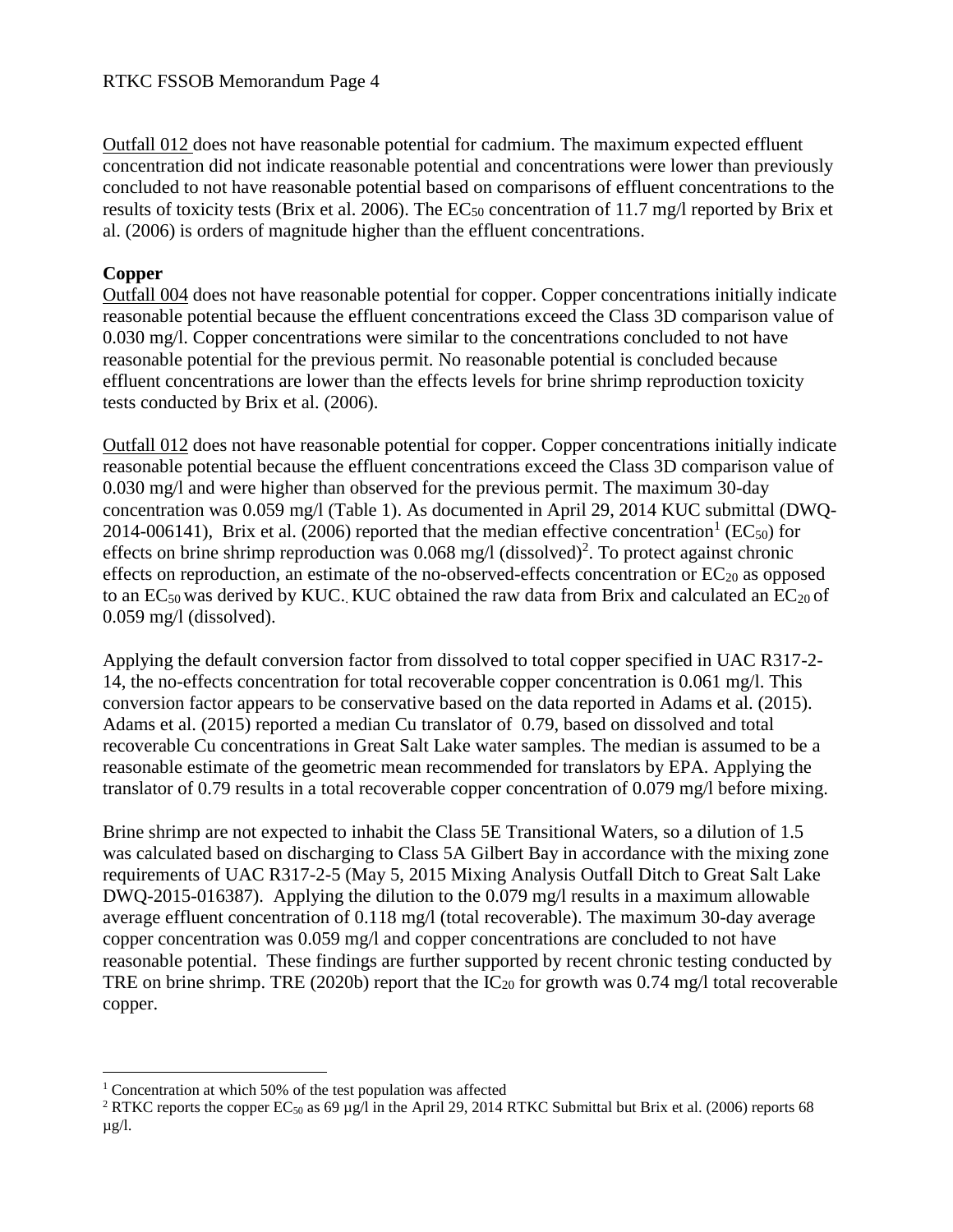Outfall 012 does not have reasonable potential for cadmium. The maximum expected effluent concentration did not indicate reasonable potential and concentrations were lower than previously concluded to not have reasonable potential based on comparisons of effluent concentrations to the results of toxicity tests (Brix et al. 2006). The $EC_{50}$ concentration of 11.7 mg/l reported by Brix et al. (2006) is orders of magnitude higher than the effluent concentrations.

**Copper**

Outfall 004 does not have reasonable potential for copper. Copper concentrations initially indicate reasonable potential because the effluent concentrations exceed the Class 3D comparison value of 0.030 mg/l. Copper concentrations were similar to the concentrations concluded to not have reasonable potential for the previous permit. No reasonable potential is concluded because effluent concentrations are lower than the effects levels for brine shrimp reproduction toxicity tests conducted by Brix et al. (2006).

Outfall 012 does not have reasonable potential for copper. Copper concentrations initially indicate reasonable potential because the effluent concentrations exceed the Class 3D comparison value of 0.030 mg/l and were higher than observed for the previous permit. The maximum 30-day concentration was 0.059 mg/l (Table 1). As documented in April 29, 2014 KUC submittal (DWQ-2014-006141), Brix et al. (2006) reported that the median effective concentration[1] ($EC_{50}$) for effects on brine shrimp reproduction was 0.068 mg/l (dissolved)[2]. To protect against chronic effects on reproduction, an estimate of the no-observed-effects concentration or $EC_{20}$ as opposed to an $EC_{50}$ was derived by KUC.. KUC obtained the raw data from Brix and calculated an $EC_{20}$ of 0.059 mg/l (dissolved).

Applying the default conversion factor from dissolved to total copper specified in UAC R317-2-14, the no-effects concentration for total recoverable copper concentration is 0.061 mg/l. This conversion factor appears to be conservative based on the data reported in Adams et al. (2015). Adams et al. (2015) reported a median Cu translator of 0.79, based on dissolved and total recoverable Cu concentrations in Great Salt Lake water samples. The median is assumed to be a reasonable estimate of the geometric mean recommended for translators by EPA. Applying the translator of 0.79 results in a total recoverable copper concentration of 0.079 mg/l before mixing.

Brine shrimp are not expected to inhabit the Class 5E Transitional Waters, so a dilution of 1.5 was calculated based on discharging to Class 5A Gilbert Bay in accordance with the mixing zone requirements of UAC R317-2-5 (May 5, 2015 Mixing Analysis Outfall Ditch to Great Salt Lake DWQ-2015-016387). Applying the dilution to the 0.079 mg/l results in a maximum allowable average effluent concentration of 0.118 mg/l (total recoverable). The maximum 30-day average copper concentration was 0.059 mg/l and copper concentrations are concluded to not have reasonable potential. These findings are further supported by recent chronic testing conducted by TRE on brine shrimp. TRE (2020b) report that the $IC_{20}$ for growth was 0.74 mg/l total recoverable copper.

---

[1] Concentration at which 50% of the test population was affected

[2] RTKC reports the copper $EC_{50}$ as 69 µg/l in the April 29, 2014 RTKC Submittal but Brix et al. (2006) reports 68 µg/l.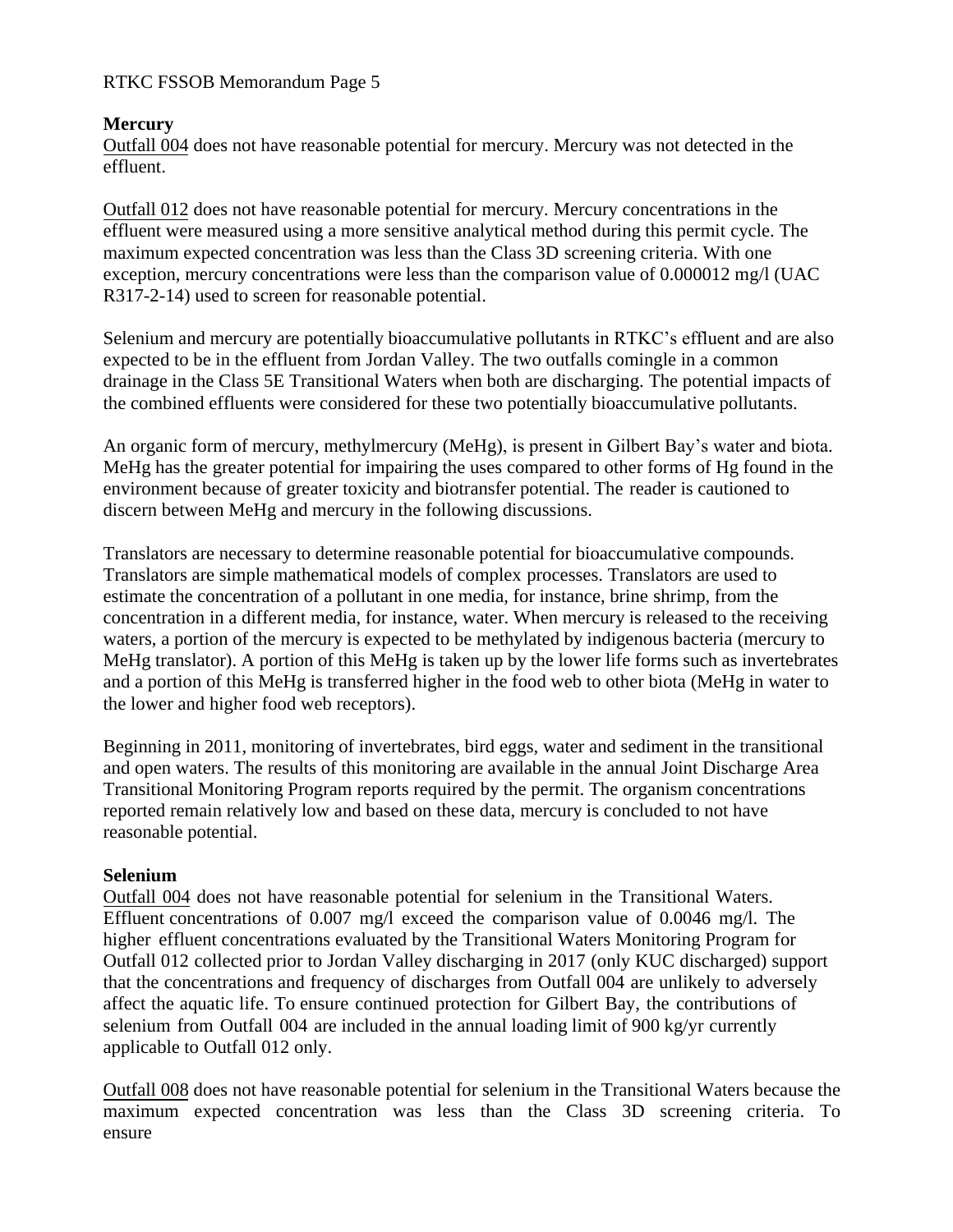**Mercury**

Outfall 004 does not have reasonable potential for mercury. Mercury was not detected in the effluent.

Outfall 012 does not have reasonable potential for mercury. Mercury concentrations in the effluent were measured using a more sensitive analytical method during this permit cycle. The maximum expected concentration was less than the Class 3D screening criteria. With one exception, mercury concentrations were less than the comparison value of 0.000012 mg/l (UAC R317-2-14) used to screen for reasonable potential.

Selenium and mercury are potentially bioaccumulative pollutants in RTKC's effluent and are also expected to be in the effluent from Jordan Valley. The two outfalls comingle in a common drainage in the Class 5E Transitional Waters when both are discharging. The potential impacts of the combined effluents were considered for these two potentially bioaccumulative pollutants.

An organic form of mercury, methylmercury (MeHg), is present in Gilbert Bay's water and biota. MeHg has the greater potential for impairing the uses compared to other forms of Hg found in the environment because of greater toxicity and biotransfer potential. The reader is cautioned to discern between MeHg and mercury in the following discussions.

Translators are necessary to determine reasonable potential for bioaccumulative compounds. Translators are simple mathematical models of complex processes. Translators are used to estimate the concentration of a pollutant in one media, for instance, brine shrimp, from the concentration in a different media, for instance, water. When mercury is released to the receiving waters, a portion of the mercury is expected to be methylated by indigenous bacteria (mercury to MeHg translator). A portion of this MeHg is taken up by the lower life forms such as invertebrates and a portion of this MeHg is transferred higher in the food web to other biota (MeHg in water to the lower and higher food web receptors).

Beginning in 2011, monitoring of invertebrates, bird eggs, water and sediment in the transitional and open waters. The results of this monitoring are available in the annual Joint Discharge Area Transitional Monitoring Program reports required by the permit. The organism concentrations reported remain relatively low and based on these data, mercury is concluded to not have reasonable potential.

**Selenium**

Outfall 004 does not have reasonable potential for selenium in the Transitional Waters. Effluent concentrations of 0.007 mg/l exceed the comparison value of 0.0046 mg/l. The higher effluent concentrations evaluated by the Transitional Waters Monitoring Program for Outfall 012 collected prior to Jordan Valley discharging in 2017 (only KUC discharged) support that the concentrations and frequency of discharges from Outfall 004 are unlikely to adversely affect the aquatic life. To ensure continued protection for Gilbert Bay, the contributions of selenium from Outfall 004 are included in the annual loading limit of 900 kg/yr currently applicable to Outfall 012 only.

Outfall 008 does not have reasonable potential for selenium in the Transitional Waters because the maximum expected concentration was less than the Class 3D screening criteria. To ensure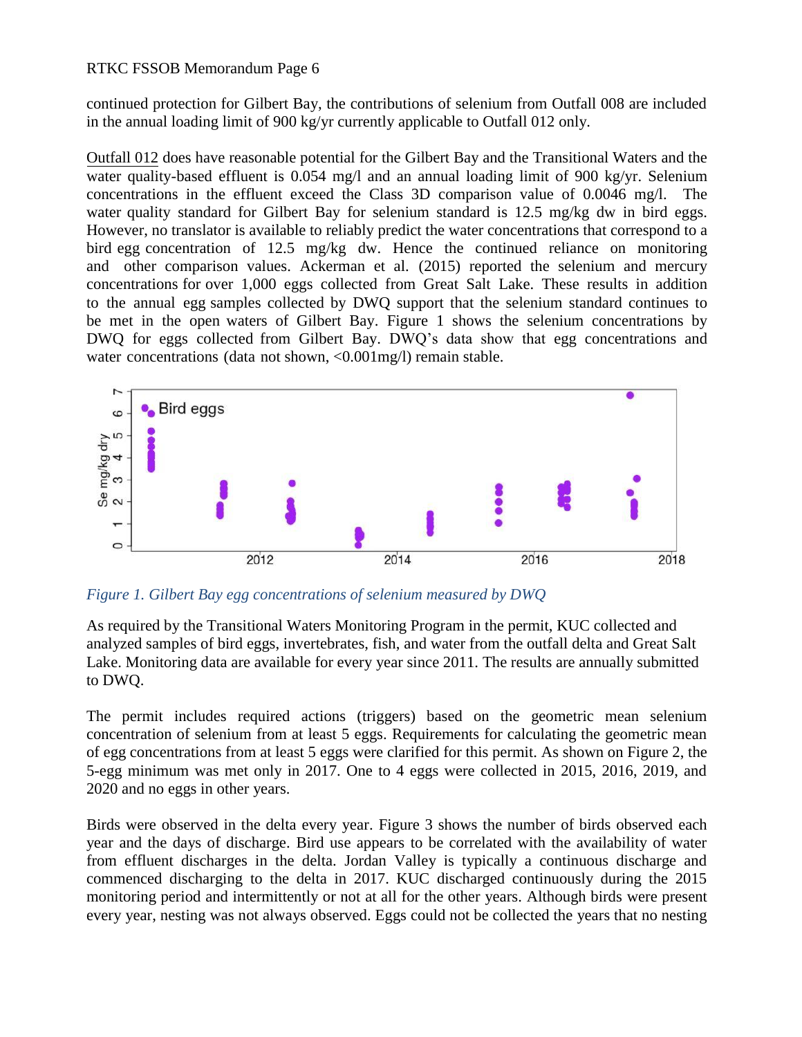continued protection for Gilbert Bay, the contributions of selenium from Outfall 008 are included in the annual loading limit of 900 kg/yr currently applicable to Outfall 012 only.

Outfall 012 does have reasonable potential for the Gilbert Bay and the Transitional Waters and the water quality-based effluent is 0.054 mg/l and an annual loading limit of 900 kg/yr. Selenium concentrations in the effluent exceed the Class 3D comparison value of 0.0046 mg/l. The water quality standard for Gilbert Bay for selenium standard is 12.5 mg/kg dw in bird eggs. However, no translator is available to reliably predict the water concentrations that correspond to a bird egg concentration of 12.5 mg/kg dw. Hence the continued reliance on monitoring and other comparison values. Ackerman et al. (2015) reported the selenium and mercury concentrations for over 1,000 eggs collected from Great Salt Lake. These results in addition to the annual egg samples collected by DWQ support that the selenium standard continues to be met in the open waters of Gilbert Bay. Figure 1 shows the selenium concentrations by DWQ for eggs collected from Gilbert Bay. DWQ's data show that egg concentrations and water concentrations (data not shown, <0.001mg/l) remain stable.

*Figure 1. Gilbert Bay egg concentrations of selenium measured by DWQ*

As required by the Transitional Waters Monitoring Program in the permit, KUC collected and analyzed samples of bird eggs, invertebrates, fish, and water from the outfall delta and Great Salt Lake. Monitoring data are available for every year since 2011. The results are annually submitted to DWQ.

The permit includes required actions (triggers) based on the geometric mean selenium concentration of selenium from at least 5 eggs. Requirements for calculating the geometric mean of egg concentrations from at least 5 eggs were clarified for this permit. As shown on Figure 2, the 5-egg minimum was met only in 2017. One to 4 eggs were collected in 2015, 2016, 2019, and 2020 and no eggs in other years.

Birds were observed in the delta every year. Figure 3 shows the number of birds observed each year and the days of discharge. Bird use appears to be correlated with the availability of water from effluent discharges in the delta. Jordan Valley is typically a continuous discharge and commenced discharging to the delta in 2017. KUC discharged continuously during the 2015 monitoring period and intermittently or not at all for the other years. Although birds were present every year, nesting was not always observed. Eggs could not be collected the years that no nesting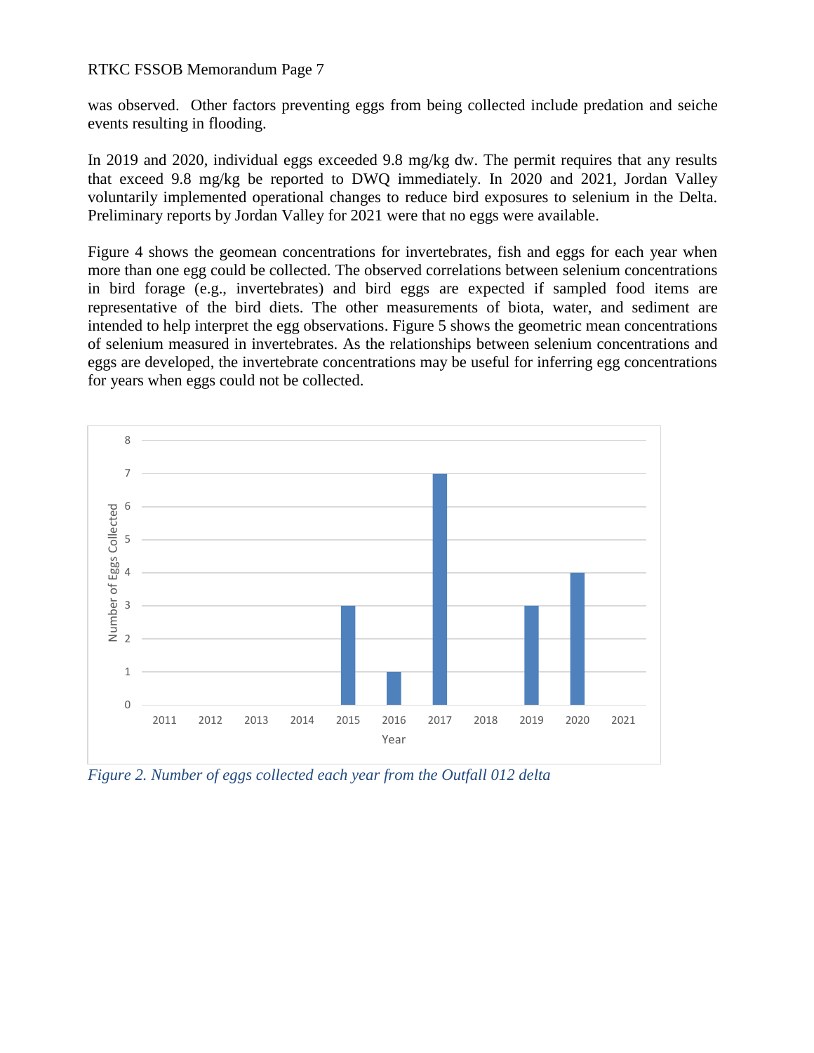was observed. Other factors preventing eggs from being collected include predation and seiche events resulting in flooding.

In 2019 and 2020, individual eggs exceeded 9.8 mg/kg dw. The permit requires that any results that exceed 9.8 mg/kg be reported to DWQ immediately. In 2020 and 2021, Jordan Valley voluntarily implemented operational changes to reduce bird exposures to selenium in the Delta. Preliminary reports by Jordan Valley for 2021 were that no eggs were available.

Figure 4 shows the geomean concentrations for invertebrates, fish and eggs for each year when more than one egg could be collected. The observed correlations between selenium concentrations in bird forage (e.g., invertebrates) and bird eggs are expected if sampled food items are representative of the bird diets. The other measurements of biota, water, and sediment are intended to help interpret the egg observations. Figure 5 shows the geometric mean concentrations of selenium measured in invertebrates. As the relationships between selenium concentrations and eggs are developed, the invertebrate concentrations may be useful for inferring egg concentrations for years when eggs could not be collected.

| Year | Number of Eggs Collected |
|---|---|
| 2011 | 0 |
| 2012 | 0 |
| 2013 | 0 |
| 2014 | 0 |
| 2015 | 3 |
| 2016 | 1 |
| 2017 | 7 |
| 2018 | 0 |
| 2019 | 3 |
| 2020 | 4 |
| 2021 | 0 |

*Figure 2. Number of eggs collected each year from the Outfall 012 delta*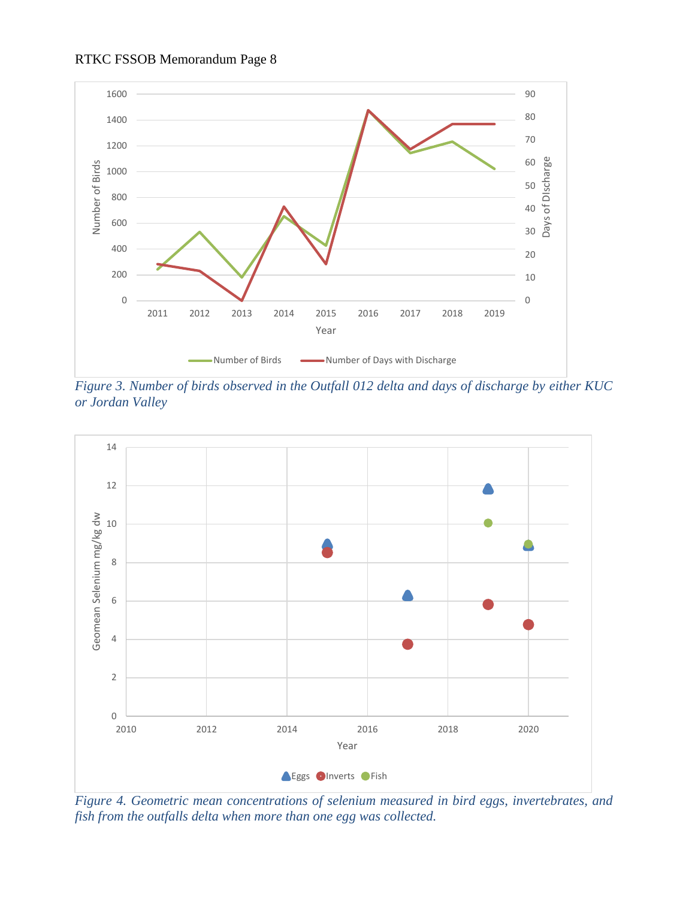Figure 3. Number of birds observed in the Outfall 012 delta and days of discharge by either KUC or Jordan Valley

Figure 4. Geometric mean concentrations of selenium measured in bird eggs, invertebrates, and fish from the outfalls delta when more than one egg was collected.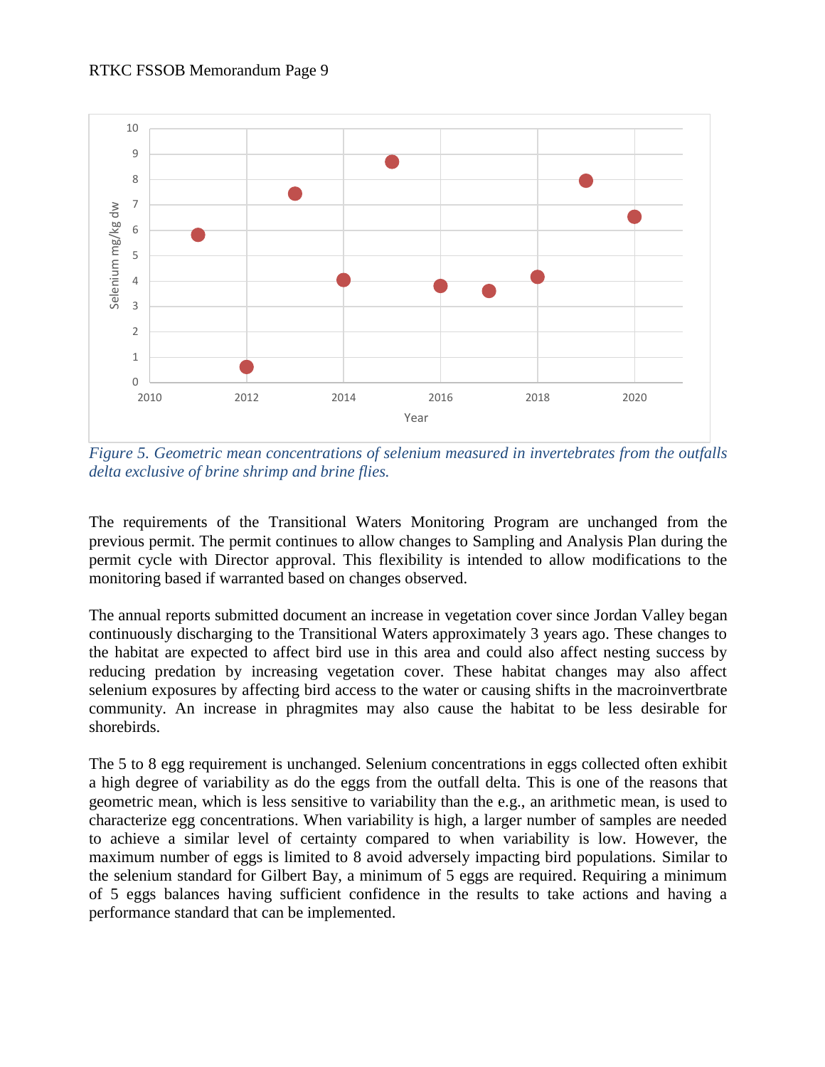*Figure 5. Geometric mean concentrations of selenium measured in invertebrates from the outfalls delta exclusive of brine shrimp and brine flies.*

The requirements of the Transitional Waters Monitoring Program are unchanged from the previous permit. The permit continues to allow changes to Sampling and Analysis Plan during the permit cycle with Director approval. This flexibility is intended to allow modifications to the monitoring based if warranted based on changes observed.

The annual reports submitted document an increase in vegetation cover since Jordan Valley began continuously discharging to the Transitional Waters approximately 3 years ago. These changes to the habitat are expected to affect bird use in this area and could also affect nesting success by reducing predation by increasing vegetation cover. These habitat changes may also affect selenium exposures by affecting bird access to the water or causing shifts in the macroinvertbrate community. An increase in phragmites may also cause the habitat to be less desirable for shorebirds.

The 5 to 8 egg requirement is unchanged. Selenium concentrations in eggs collected often exhibit a high degree of variability as do the eggs from the outfall delta. This is one of the reasons that geometric mean, which is less sensitive to variability than the e.g., an arithmetic mean, is used to characterize egg concentrations. When variability is high, a larger number of samples are needed to achieve a similar level of certainty compared to when variability is low. However, the maximum number of eggs is limited to 8 avoid adversely impacting bird populations. Similar to the selenium standard for Gilbert Bay, a minimum of 5 eggs are required. Requiring a minimum of 5 eggs balances having sufficient confidence in the results to take actions and having a performance standard that can be implemented.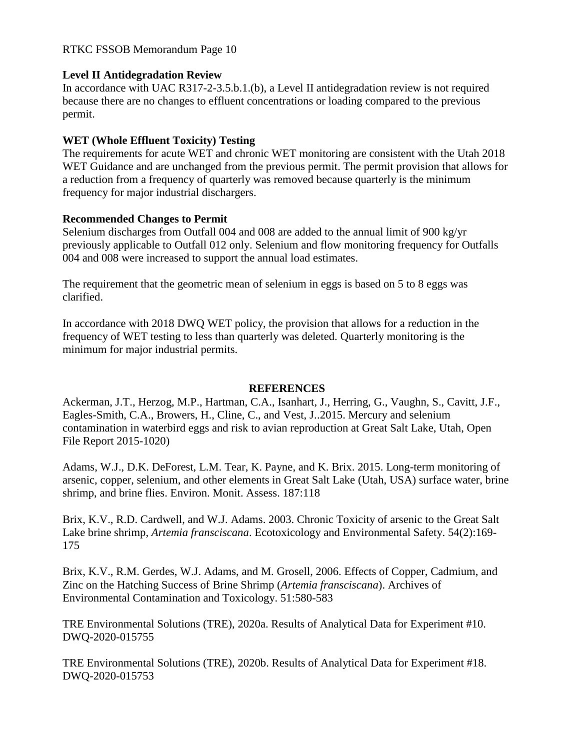**Level II Antidegradation Review**

In accordance with UAC R317-2-3.5.b.1.(b), a Level II antidegradation review is not required because there are no changes to effluent concentrations or loading compared to the previous permit.

**WET (Whole Effluent Toxicity) Testing**

The requirements for acute WET and chronic WET monitoring are consistent with the Utah 2018 WET Guidance and are unchanged from the previous permit. The permit provision that allows for a reduction from a frequency of quarterly was removed because quarterly is the minimum frequency for major industrial dischargers.

**Recommended Changes to Permit**

Selenium discharges from Outfall 004 and 008 are added to the annual limit of 900 kg/yr previously applicable to Outfall 012 only. Selenium and flow monitoring frequency for Outfalls 004 and 008 were increased to support the annual load estimates.

The requirement that the geometric mean of selenium in eggs is based on 5 to 8 eggs was clarified.

In accordance with 2018 DWQ WET policy, the provision that allows for a reduction in the frequency of WET testing to less than quarterly was deleted. Quarterly monitoring is the minimum for major industrial permits.

## REFERENCES

Ackerman, J.T., Herzog, M.P., Hartman, C.A., Isanhart, J., Herring, G., Vaughn, S., Cavitt, J.F., Eagles-Smith, C.A., Browers, H., Cline, C., and Vest, J..2015. Mercury and selenium contamination in waterbird eggs and risk to avian reproduction at Great Salt Lake, Utah, Open File Report 2015-1020)

Adams, W.J., D.K. DeForest, L.M. Tear, K. Payne, and K. Brix. 2015. Long-term monitoring of arsenic, copper, selenium, and other elements in Great Salt Lake (Utah, USA) surface water, brine shrimp, and brine flies. Environ. Monit. Assess. 187:118

Brix, K.V., R.D. Cardwell, and W.J. Adams. 2003. Chronic Toxicity of arsenic to the Great Salt Lake brine shrimp, *Artemia fransciscana*. Ecotoxicology and Environmental Safety. 54(2):169-175

Brix, K.V., R.M. Gerdes, W.J. Adams, and M. Grosell, 2006. Effects of Copper, Cadmium, and Zinc on the Hatching Success of Brine Shrimp (*Artemia fransciscana*). Archives of Environmental Contamination and Toxicology. 51:580-583

TRE Environmental Solutions (TRE), 2020a. Results of Analytical Data for Experiment #10. DWQ-2020-015755

TRE Environmental Solutions (TRE), 2020b. Results of Analytical Data for Experiment #18. DWQ-2020-015753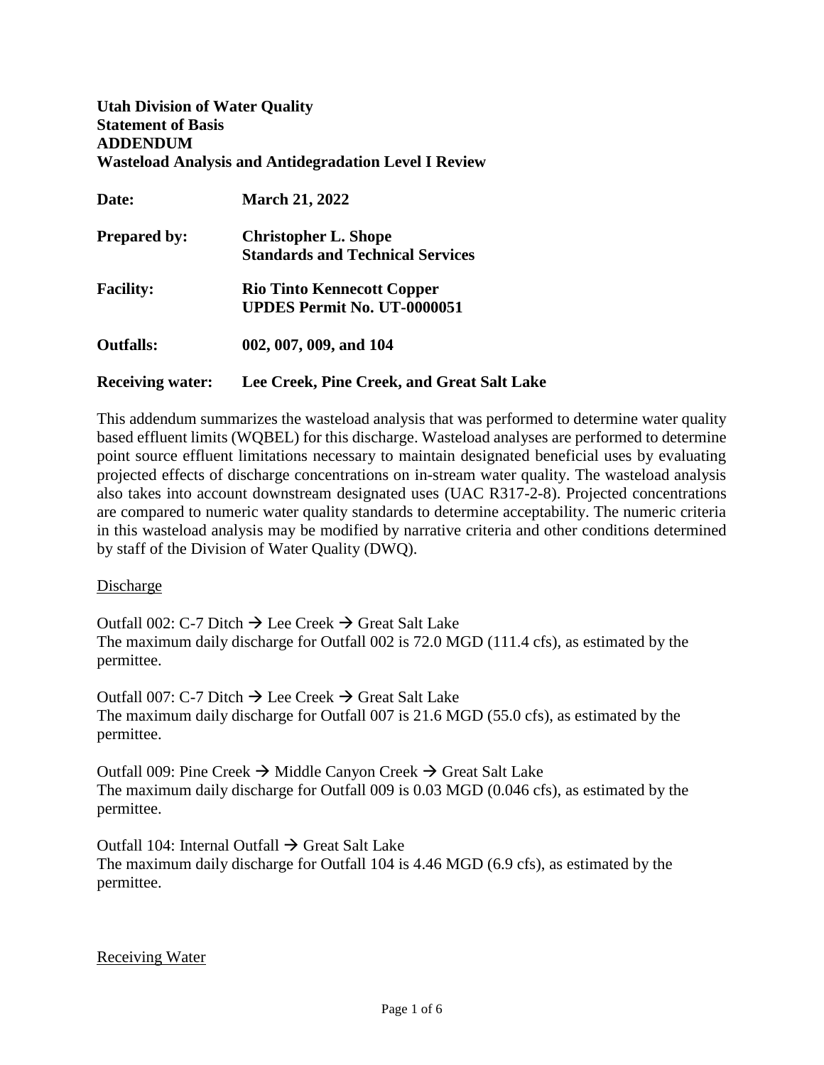**Utah Division of Water Quality**
**Statement of Basis**
**ADDENDUM**
**Wasteload Analysis and Antidegradation Level I Review**

| | |
|---|---|
| **Date:** | **March 21, 2022** |
| **Prepared by:** | **Christopher L. Shope**<br>**Standards and Technical Services** |
| **Facility:** | **Rio Tinto Kennecott Copper**<br>**UPDES Permit No. UT-0000051** |
| **Outfalls:** | **002, 007, 009, and 104** |
| **Receiving water:** | **Lee Creek, Pine Creek, and Great Salt Lake** |

This addendum summarizes the wasteload analysis that was performed to determine water quality based effluent limits (WQBEL) for this discharge. Wasteload analyses are performed to determine point source effluent limitations necessary to maintain designated beneficial uses by evaluating projected effects of discharge concentrations on in-stream water quality. The wasteload analysis also takes into account downstream designated uses (UAC R317-2-8). Projected concentrations are compared to numeric water quality standards to determine acceptability. The numeric criteria in this wasteload analysis may be modified by narrative criteria and other conditions determined by staff of the Division of Water Quality (DWQ).

## Discharge

Outfall 002: C-7 Ditch → Lee Creek → Great Salt Lake
The maximum daily discharge for Outfall 002 is 72.0 MGD (111.4 cfs), as estimated by the permittee.

Outfall 007: C-7 Ditch → Lee Creek → Great Salt Lake
The maximum daily discharge for Outfall 007 is 21.6 MGD (55.0 cfs), as estimated by the permittee.

Outfall 009: Pine Creek → Middle Canyon Creek → Great Salt Lake
The maximum daily discharge for Outfall 009 is 0.03 MGD (0.046 cfs), as estimated by the permittee.

Outfall 104: Internal Outfall → Great Salt Lake
The maximum daily discharge for Outfall 104 is 4.46 MGD (6.9 cfs), as estimated by the permittee.

## Receiving Water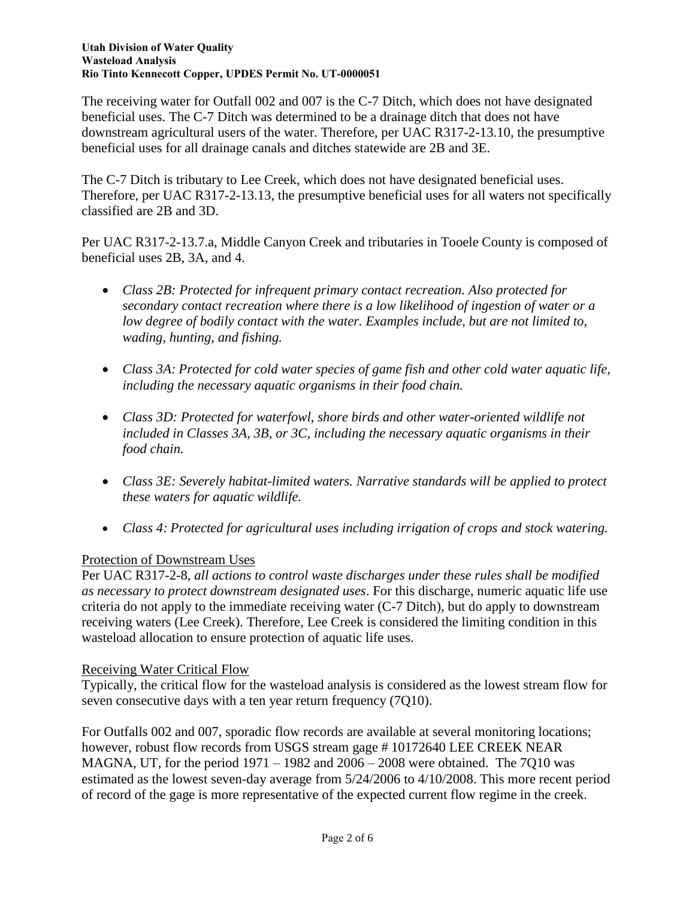The receiving water for Outfall 002 and 007 is the C-7 Ditch, which does not have designated beneficial uses. The C-7 Ditch was determined to be a drainage ditch that does not have downstream agricultural users of the water. Therefore, per UAC R317-2-13.10, the presumptive beneficial uses for all drainage canals and ditches statewide are 2B and 3E.

The C-7 Ditch is tributary to Lee Creek, which does not have designated beneficial uses. Therefore, per UAC R317-2-13.13, the presumptive beneficial uses for all waters not specifically classified are 2B and 3D.

Per UAC R317-2-13.7.a, Middle Canyon Creek and tributaries in Tooele County is composed of beneficial uses 2B, 3A, and 4.

- *Class 2B: Protected for infrequent primary contact recreation. Also protected for secondary contact recreation where there is a low likelihood of ingestion of water or a low degree of bodily contact with the water. Examples include, but are not limited to, wading, hunting, and fishing.*
- *Class 3A: Protected for cold water species of game fish and other cold water aquatic life, including the necessary aquatic organisms in their food chain.*
- *Class 3D: Protected for waterfowl, shore birds and other water-oriented wildlife not included in Classes 3A, 3B, or 3C, including the necessary aquatic organisms in their food chain.*
- *Class 3E: Severely habitat-limited waters. Narrative standards will be applied to protect these waters for aquatic wildlife.*
- *Class 4: Protected for agricultural uses including irrigation of crops and stock watering.*

<u>Protection of Downstream Uses</u>

Per UAC R317-2-8, *all actions to control waste discharges under these rules shall be modified as necessary to protect downstream designated uses*. For this discharge, numeric aquatic life use criteria do not apply to the immediate receiving water (C-7 Ditch), but do apply to downstream receiving waters (Lee Creek). Therefore, Lee Creek is considered the limiting condition in this wasteload allocation to ensure protection of aquatic life uses.

<u>Receiving Water Critical Flow</u>

Typically, the critical flow for the wasteload analysis is considered as the lowest stream flow for seven consecutive days with a ten year return frequency (7Q10).

For Outfalls 002 and 007, sporadic flow records are available at several monitoring locations; however, robust flow records from USGS stream gage # 10172640 LEE CREEK NEAR MAGNA, UT, for the period 1971 – 1982 and 2006 – 2008 were obtained. The 7Q10 was estimated as the lowest seven-day average from 5/24/2006 to 4/10/2008. This more recent period of record of the gage is more representative of the expected current flow regime in the creek.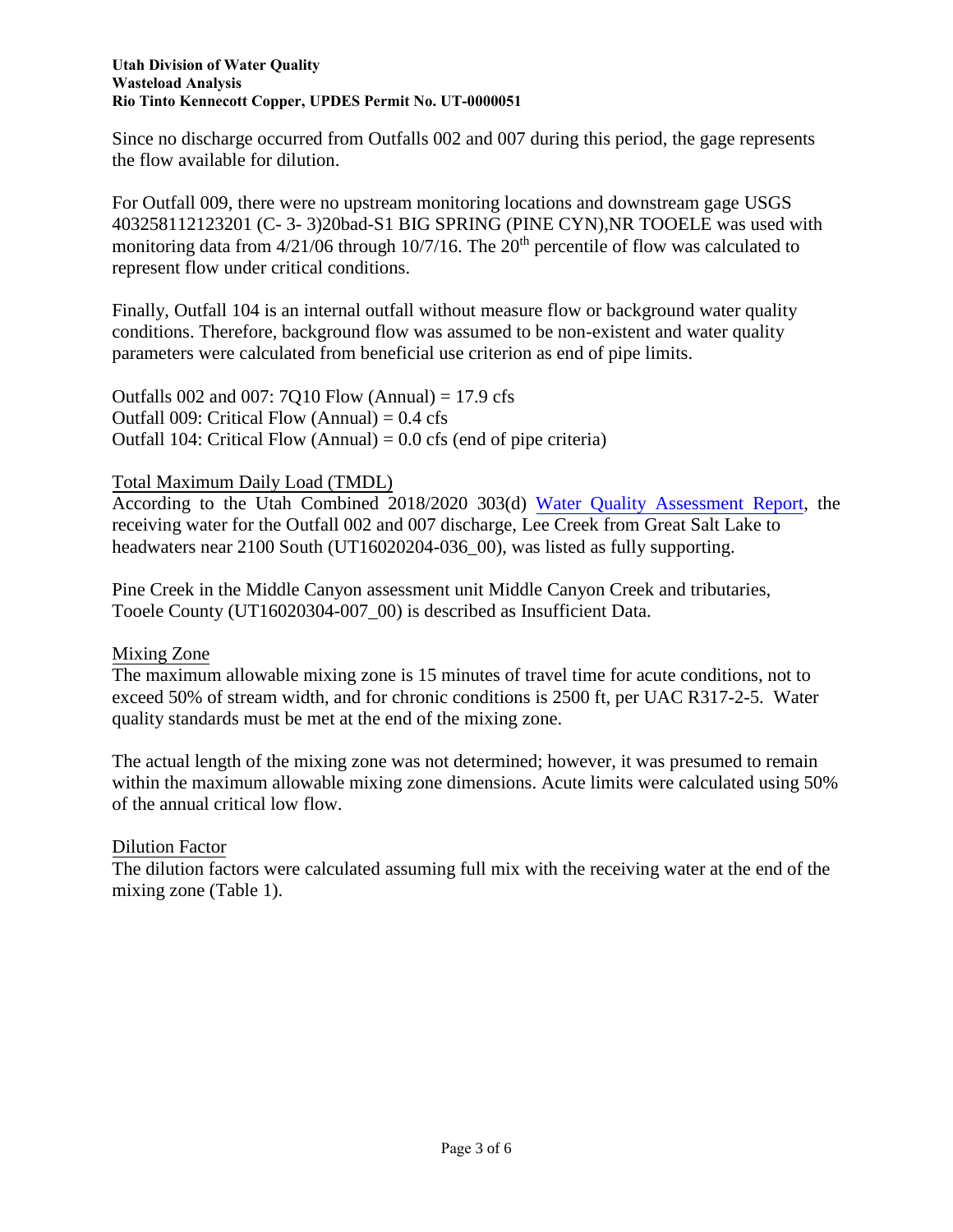Since no discharge occurred from Outfalls 002 and 007 during this period, the gage represents the flow available for dilution.

For Outfall 009, there were no upstream monitoring locations and downstream gage USGS 403258112123201 (C- 3- 3)20bad-S1 BIG SPRING (PINE CYN),NR TOOELE was used with monitoring data from 4/21/06 through 10/7/16. The 20[th] percentile of flow was calculated to represent flow under critical conditions.

Finally, Outfall 104 is an internal outfall without measure flow or background water quality conditions. Therefore, background flow was assumed to be non-existent and water quality parameters were calculated from beneficial use criterion as end of pipe limits.

Outfalls 002 and 007: 7Q10 Flow (Annual) = 17.9 cfs
Outfall 009: Critical Flow (Annual) = 0.4 cfs
Outfall 104: Critical Flow (Annual) = 0.0 cfs (end of pipe criteria)

## Total Maximum Daily Load (TMDL)

According to the Utah Combined 2018/2020 303(d) Water Quality Assessment Report, the receiving water for the Outfall 002 and 007 discharge, Lee Creek from Great Salt Lake to headwaters near 2100 South (UT16020204-036_00), was listed as fully supporting.

Pine Creek in the Middle Canyon assessment unit Middle Canyon Creek and tributaries, Tooele County (UT16020304-007_00) is described as Insufficient Data.

## Mixing Zone

The maximum allowable mixing zone is 15 minutes of travel time for acute conditions, not to exceed 50% of stream width, and for chronic conditions is 2500 ft, per UAC R317-2-5. Water quality standards must be met at the end of the mixing zone.

The actual length of the mixing zone was not determined; however, it was presumed to remain within the maximum allowable mixing zone dimensions. Acute limits were calculated using 50% of the annual critical low flow.

## Dilution Factor

The dilution factors were calculated assuming full mix with the receiving water at the end of the mixing zone (Table 1).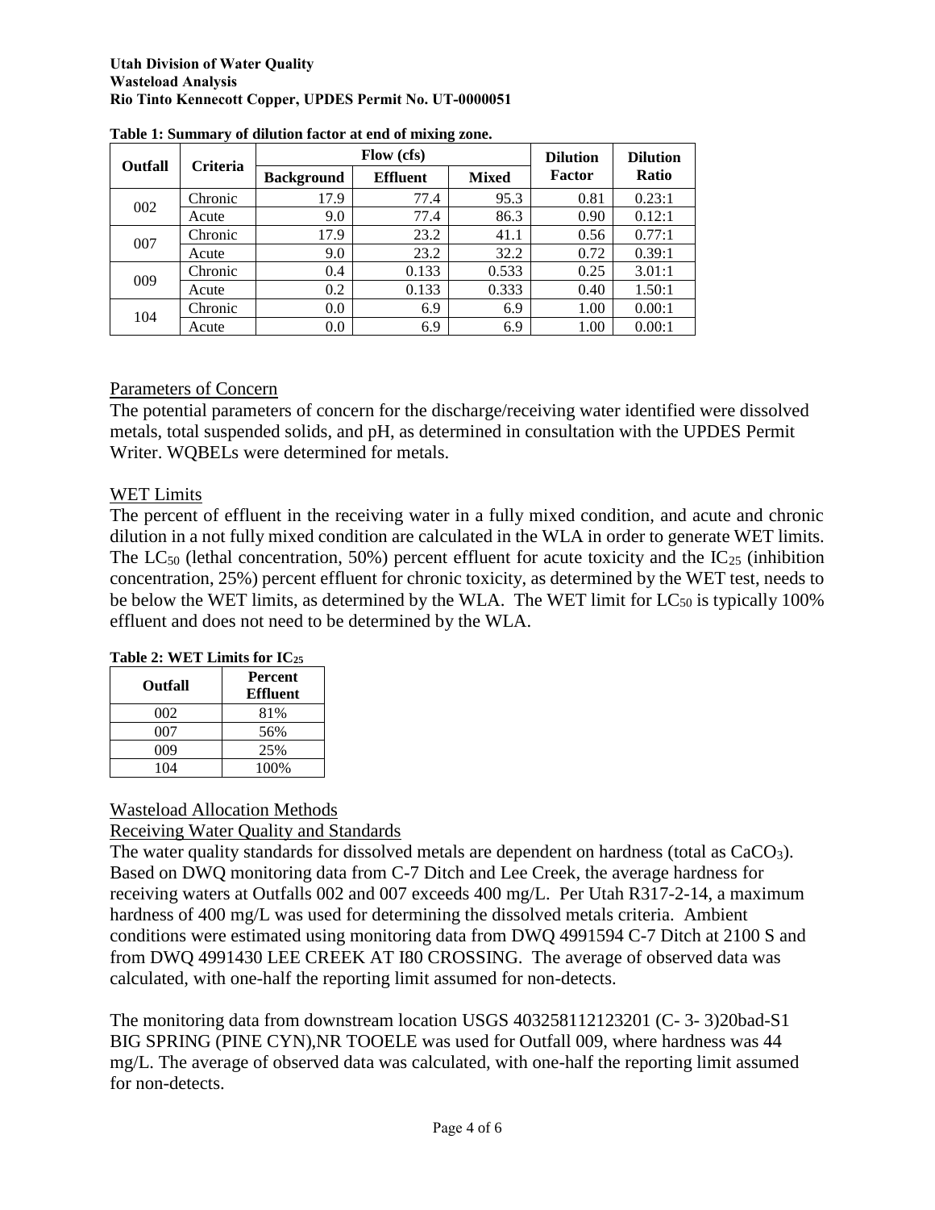**Table 1: Summary of dilution factor at end of mixing zone.**

| Outfall | Criteria | Flow (cfs) | | | Dilution Factor | Dilution Ratio |
|---|---|---|---|---|---|---|
| | | Background | Effluent | Mixed | | |
| 002 | Chronic | 17.9 | 77.4 | 95.3 | 0.81 | 0.23:1 |
| | Acute | 9.0 | 77.4 | 86.3 | 0.90 | 0.12:1 |
| 007 | Chronic | 17.9 | 23.2 | 41.1 | 0.56 | 0.77:1 |
| | Acute | 9.0 | 23.2 | 32.2 | 0.72 | 0.39:1 |
| 009 | Chronic | 0.4 | 0.133 | 0.533 | 0.25 | 3.01:1 |
| | Acute | 0.2 | 0.133 | 0.333 | 0.40 | 1.50:1 |
| 104 | Chronic | 0.0 | 6.9 | 6.9 | 1.00 | 0.00:1 |
| | Acute | 0.0 | 6.9 | 6.9 | 1.00 | 0.00:1 |

## Parameters of Concern

The potential parameters of concern for the discharge/receiving water identified were dissolved metals, total suspended solids, and pH, as determined in consultation with the UPDES Permit Writer. WQBELs were determined for metals.

## WET Limits

The percent of effluent in the receiving water in a fully mixed condition, and acute and chronic dilution in a not fully mixed condition are calculated in the WLA in order to generate WET limits. The $LC_{50}$ (lethal concentration, 50%) percent effluent for acute toxicity and the $IC_{25}$ (inhibition concentration, 25%) percent effluent for chronic toxicity, as determined by the WET test, needs to be below the WET limits, as determined by the WLA. The WET limit for $LC_{50}$ is typically 100% effluent and does not need to be determined by the WLA.

**Table 2: WET Limits for $IC_{25}$**

| Outfall | Percent Effluent |
|---|---|
| 002 | 81% |
| 007 | 56% |
| 009 | 25% |
| 104 | 100% |

## Wasteload Allocation Methods

### Receiving Water Quality and Standards

The water quality standards for dissolved metals are dependent on hardness (total as $CaCO_3$). Based on DWQ monitoring data from C-7 Ditch and Lee Creek, the average hardness for receiving waters at Outfalls 002 and 007 exceeds 400 mg/L. Per Utah R317-2-14, a maximum hardness of 400 mg/L was used for determining the dissolved metals criteria. Ambient conditions were estimated using monitoring data from DWQ 4991594 C-7 Ditch at 2100 S and from DWQ 4991430 LEE CREEK AT I80 CROSSING. The average of observed data was calculated, with one-half the reporting limit assumed for non-detects.

The monitoring data from downstream location USGS 403258112123201 (C- 3- 3)20bad-S1 BIG SPRING (PINE CYN),NR TOOELE was used for Outfall 009, where hardness was 44 mg/L. The average of observed data was calculated, with one-half the reporting limit assumed for non-detects.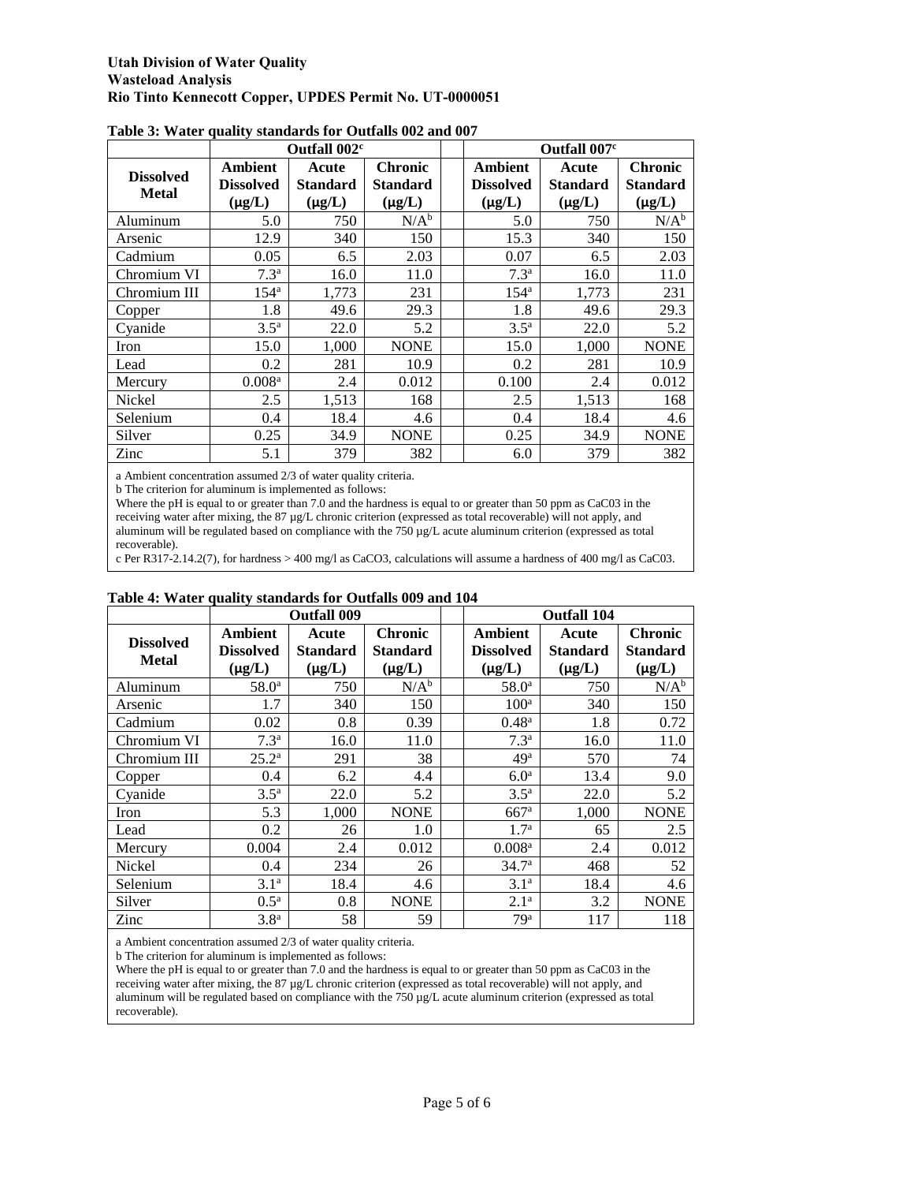**Table 3: Water quality standards for Outfalls 002 and 007**

| Dissolved Metal | Outfall 002[c] | | | | Outfall 007[c] | | |
|---|---|---|---|---|---|---|---|
| | Ambient Dissolved (µg/L) | Acute Standard (µg/L) | Chronic Standard (µg/L) | | Ambient Dissolved (µg/L) | Acute Standard (µg/L) | Chronic Standard (µg/L) |
| Aluminum | 5.0 | 750 | N/A[b] | | 5.0 | 750 | N/A[b] |
| Arsenic | 12.9 | 340 | 150 | | 15.3 | 340 | 150 |
| Cadmium | 0.05 | 6.5 | 2.03 | | 0.07 | 6.5 | 2.03 |
| Chromium VI | 7.3[a] | 16.0 | 11.0 | | 7.3[a] | 16.0 | 11.0 |
| Chromium III | 154[a] | 1,773 | 231 | | 154[a] | 1,773 | 231 |
| Copper | 1.8 | 49.6 | 29.3 | | 1.8 | 49.6 | 29.3 |
| Cyanide | 3.5[a] | 22.0 | 5.2 | | 3.5[a] | 22.0 | 5.2 |
| Iron | 15.0 | 1,000 | NONE | | 15.0 | 1,000 | NONE |
| Lead | 0.2 | 281 | 10.9 | | 0.2 | 281 | 10.9 |
| Mercury | 0.008[a] | 2.4 | 0.012 | | 0.100 | 2.4 | 0.012 |
| Nickel | 2.5 | 1,513 | 168 | | 2.5 | 1,513 | 168 |
| Selenium | 0.4 | 18.4 | 4.6 | | 0.4 | 18.4 | 4.6 |
| Silver | 0.25 | 34.9 | NONE | | 0.25 | 34.9 | NONE |
| Zinc | 5.1 | 379 | 382 | | 6.0 | 379 | 382 |

a Ambient concentration assumed 2/3 of water quality criteria.

b The criterion for aluminum is implemented as follows:

Where the pH is equal to or greater than 7.0 and the hardness is equal to or greater than 50 ppm as CaC03 in the receiving water after mixing, the 87 µg/L chronic criterion (expressed as total recoverable) will not apply, and aluminum will be regulated based on compliance with the 750 µg/L acute aluminum criterion (expressed as total recoverable).

c Per R317-2.14.2(7), for hardness > 400 mg/l as CaCO3, calculations will assume a hardness of 400 mg/l as CaC03.

**Table 4: Water quality standards for Outfalls 009 and 104**

| Dissolved Metal | Outfall 009 | | | | Outfall 104 | | |
|---|---|---|---|---|---|---|---|
| | Ambient Dissolved (µg/L) | Acute Standard (µg/L) | Chronic Standard (µg/L) | | Ambient Dissolved (µg/L) | Acute Standard (µg/L) | Chronic Standard (µg/L) |
| Aluminum | 58.0[a] | 750 | N/A[b] | | 58.0[a] | 750 | N/A[b] |
| Arsenic | 1.7 | 340 | 150 | | 100[a] | 340 | 150 |
| Cadmium | 0.02 | 0.8 | 0.39 | | 0.48[a] | 1.8 | 0.72 |
| Chromium VI | 7.3[a] | 16.0 | 11.0 | | 7.3[a] | 16.0 | 11.0 |
| Chromium III | 25.2[a] | 291 | 38 | | 49[a] | 570 | 74 |
| Copper | 0.4 | 6.2 | 4.4 | | 6.0[a] | 13.4 | 9.0 |
| Cyanide | 3.5[a] | 22.0 | 5.2 | | 3.5[a] | 22.0 | 5.2 |
| Iron | 5.3 | 1,000 | NONE | | 667[a] | 1,000 | NONE |
| Lead | 0.2 | 26 | 1.0 | | 1.7[a] | 65 | 2.5 |
| Mercury | 0.004 | 2.4 | 0.012 | | 0.008[a] | 2.4 | 0.012 |
| Nickel | 0.4 | 234 | 26 | | 34.7[a] | 468 | 52 |
| Selenium | 3.1[a] | 18.4 | 4.6 | | 3.1[a] | 18.4 | 4.6 |
| Silver | 0.5[a] | 0.8 | NONE | | 2.1[a] | 3.2 | NONE |
| Zinc | 3.8[a] | 58 | 59 | | 79[a] | 117 | 118 |

a Ambient concentration assumed 2/3 of water quality criteria.

b The criterion for aluminum is implemented as follows:

Where the pH is equal to or greater than 7.0 and the hardness is equal to or greater than 50 ppm as CaC03 in the receiving water after mixing, the 87 µg/L chronic criterion (expressed as total recoverable) will not apply, and aluminum will be regulated based on compliance with the 750 µg/L acute aluminum criterion (expressed as total recoverable).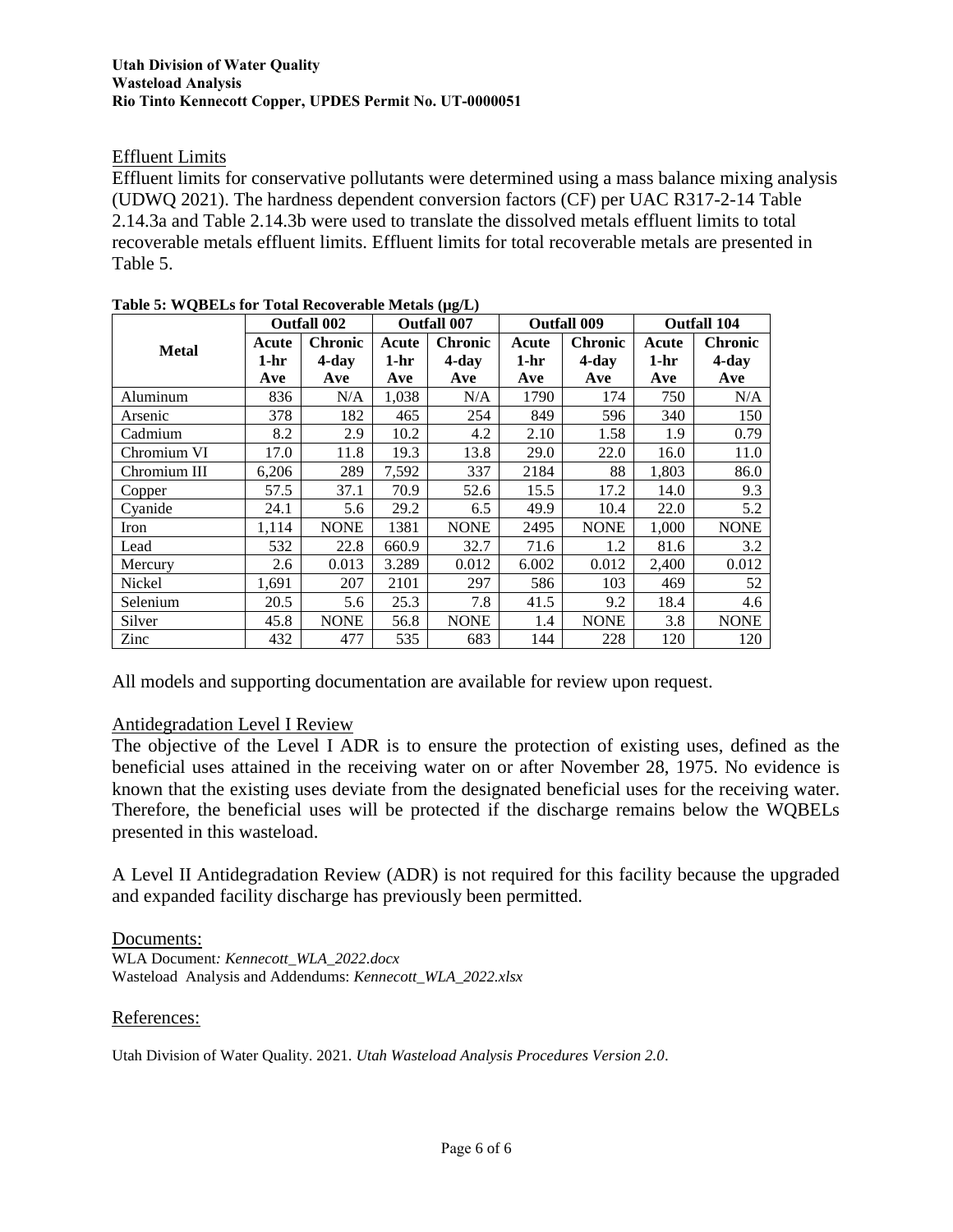## Effluent Limits

Effluent limits for conservative pollutants were determined using a mass balance mixing analysis (UDWQ 2021). The hardness dependent conversion factors (CF) per UAC R317-2-14 Table 2.14.3a and Table 2.14.3b were used to translate the dissolved metals effluent limits to total recoverable metals effluent limits. Effluent limits for total recoverable metals are presented in Table 5.

**Table 5: WQBELs for Total Recoverable Metals (μg/L)**

| Metal | Outfall 002 | | Outfall 007 | | Outfall 009 | | Outfall 104 | |
|---|---|---|---|---|---|---|---|---|
| | Acute 1-hr Ave | Chronic 4-day Ave | Acute 1-hr Ave | Chronic 4-day Ave | Acute 1-hr Ave | Chronic 4-day Ave | Acute 1-hr Ave | Chronic 4-day Ave |
| Aluminum | 836 | N/A | 1,038 | N/A | 1790 | 174 | 750 | N/A |
| Arsenic | 378 | 182 | 465 | 254 | 849 | 596 | 340 | 150 |
| Cadmium | 8.2 | 2.9 | 10.2 | 4.2 | 2.10 | 1.58 | 1.9 | 0.79 |
| Chromium VI | 17.0 | 11.8 | 19.3 | 13.8 | 29.0 | 22.0 | 16.0 | 11.0 |
| Chromium III | 6,206 | 289 | 7,592 | 337 | 2184 | 88 | 1,803 | 86.0 |
| Copper | 57.5 | 37.1 | 70.9 | 52.6 | 15.5 | 17.2 | 14.0 | 9.3 |
| Cyanide | 24.1 | 5.6 | 29.2 | 6.5 | 49.9 | 10.4 | 22.0 | 5.2 |
| Iron | 1,114 | NONE | 1381 | NONE | 2495 | NONE | 1,000 | NONE |
| Lead | 532 | 22.8 | 660.9 | 32.7 | 71.6 | 1.2 | 81.6 | 3.2 |
| Mercury | 2.6 | 0.013 | 3.289 | 0.012 | 6.002 | 0.012 | 2,400 | 0.012 |
| Nickel | 1,691 | 207 | 2101 | 297 | 586 | 103 | 469 | 52 |
| Selenium | 20.5 | 5.6 | 25.3 | 7.8 | 41.5 | 9.2 | 18.4 | 4.6 |
| Silver | 45.8 | NONE | 56.8 | NONE | 1.4 | NONE | 3.8 | NONE |
| Zinc | 432 | 477 | 535 | 683 | 144 | 228 | 120 | 120 |

All models and supporting documentation are available for review upon request.

## Antidegradation Level I Review

The objective of the Level I ADR is to ensure the protection of existing uses, defined as the beneficial uses attained in the receiving water on or after November 28, 1975. No evidence is known that the existing uses deviate from the designated beneficial uses for the receiving water. Therefore, the beneficial uses will be protected if the discharge remains below the WQBELs presented in this wasteload.

A Level II Antidegradation Review (ADR) is not required for this facility because the upgraded and expanded facility discharge has previously been permitted.

## Documents:

WLA Document*: Kennecott_WLA_2022.docx*
Wasteload Analysis and Addendums: *Kennecott_WLA_2022.xlsx*

## References:

Utah Division of Water Quality. 2021. *Utah Wasteload Analysis Procedures Version 2.0*.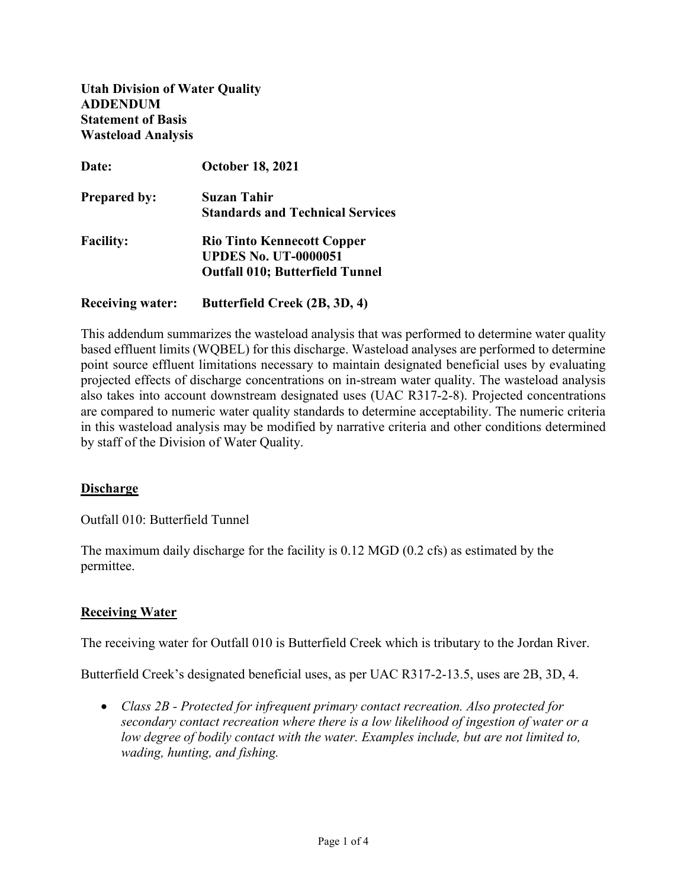**Utah Division of Water Quality**
**ADDENDUM**
**Statement of Basis**
**Wasteload Analysis**

**Date:** **October 18, 2021**

**Prepared by:** **Suzan Tahir**
**Standards and Technical Services**

**Facility:** **Rio Tinto Kennecott Copper**
**UPDES No. UT-0000051**
**Outfall 010; Butterfield Tunnel**

**Receiving water:** **Butterfield Creek (2B, 3D, 4)**

This addendum summarizes the wasteload analysis that was performed to determine water quality based effluent limits (WQBEL) for this discharge. Wasteload analyses are performed to determine point source effluent limitations necessary to maintain designated beneficial uses by evaluating projected effects of discharge concentrations on in-stream water quality. The wasteload analysis also takes into account downstream designated uses (UAC R317-2-8). Projected concentrations are compared to numeric water quality standards to determine acceptability. The numeric criteria in this wasteload analysis may be modified by narrative criteria and other conditions determined by staff of the Division of Water Quality.

## Discharge

Outfall 010: Butterfield Tunnel

The maximum daily discharge for the facility is 0.12 MGD (0.2 cfs) as estimated by the permittee.

## Receiving Water

The receiving water for Outfall 010 is Butterfield Creek which is tributary to the Jordan River.

Butterfield Creek's designated beneficial uses, as per UAC R317-2-13.5, uses are 2B, 3D, 4.

- *Class 2B - Protected for infrequent primary contact recreation. Also protected for secondary contact recreation where there is a low likelihood of ingestion of water or a low degree of bodily contact with the water. Examples include, but are not limited to, wading, hunting, and fishing.*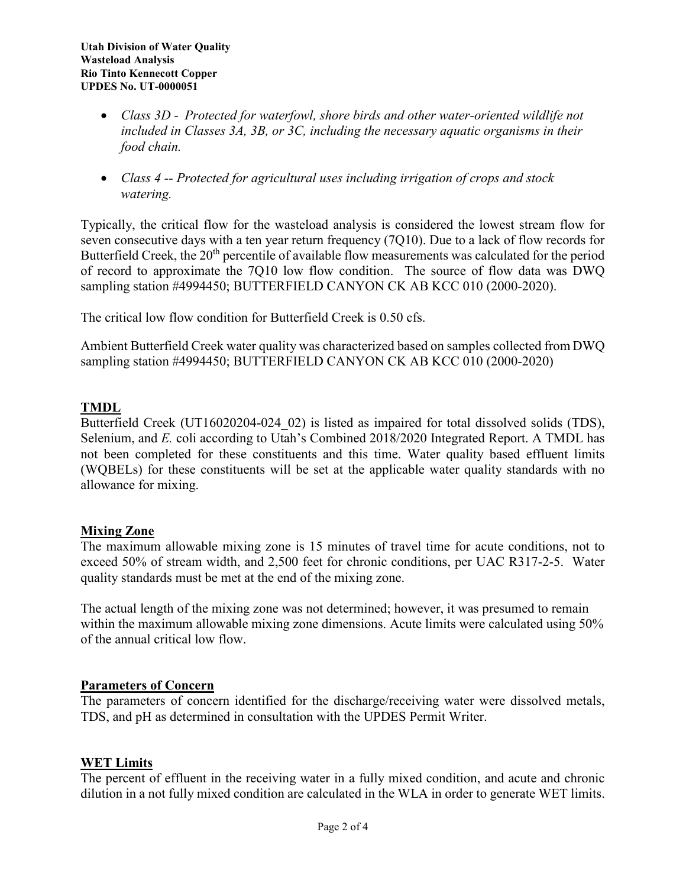- *Class 3D - Protected for waterfowl, shore birds and other water-oriented wildlife not included in Classes 3A, 3B, or 3C, including the necessary aquatic organisms in their food chain.*

- *Class 4 -- Protected for agricultural uses including irrigation of crops and stock watering.*

Typically, the critical flow for the wasteload analysis is considered the lowest stream flow for seven consecutive days with a ten year return frequency (7Q10). Due to a lack of flow records for Butterfield Creek, the 20th percentile of available flow measurements was calculated for the period of record to approximate the 7Q10 low flow condition. The source of flow data was DWQ sampling station #4994450; BUTTERFIELD CANYON CK AB KCC 010 (2000-2020).

The critical low flow condition for Butterfield Creek is 0.50 cfs.

Ambient Butterfield Creek water quality was characterized based on samples collected from DWQ sampling station #4994450; BUTTERFIELD CANYON CK AB KCC 010 (2000-2020)

## TMDL

Butterfield Creek (UT16020204-024_02) is listed as impaired for total dissolved solids (TDS), Selenium, and *E.* coli according to Utah's Combined 2018/2020 Integrated Report. A TMDL has not been completed for these constituents and this time. Water quality based effluent limits (WQBELs) for these constituents will be set at the applicable water quality standards with no allowance for mixing.

## Mixing Zone

The maximum allowable mixing zone is 15 minutes of travel time for acute conditions, not to exceed 50% of stream width, and 2,500 feet for chronic conditions, per UAC R317-2-5. Water quality standards must be met at the end of the mixing zone.

The actual length of the mixing zone was not determined; however, it was presumed to remain within the maximum allowable mixing zone dimensions. Acute limits were calculated using 50% of the annual critical low flow.

## Parameters of Concern

The parameters of concern identified for the discharge/receiving water were dissolved metals, TDS, and pH as determined in consultation with the UPDES Permit Writer.

## WET Limits

The percent of effluent in the receiving water in a fully mixed condition, and acute and chronic dilution in a not fully mixed condition are calculated in the WLA in order to generate WET limits.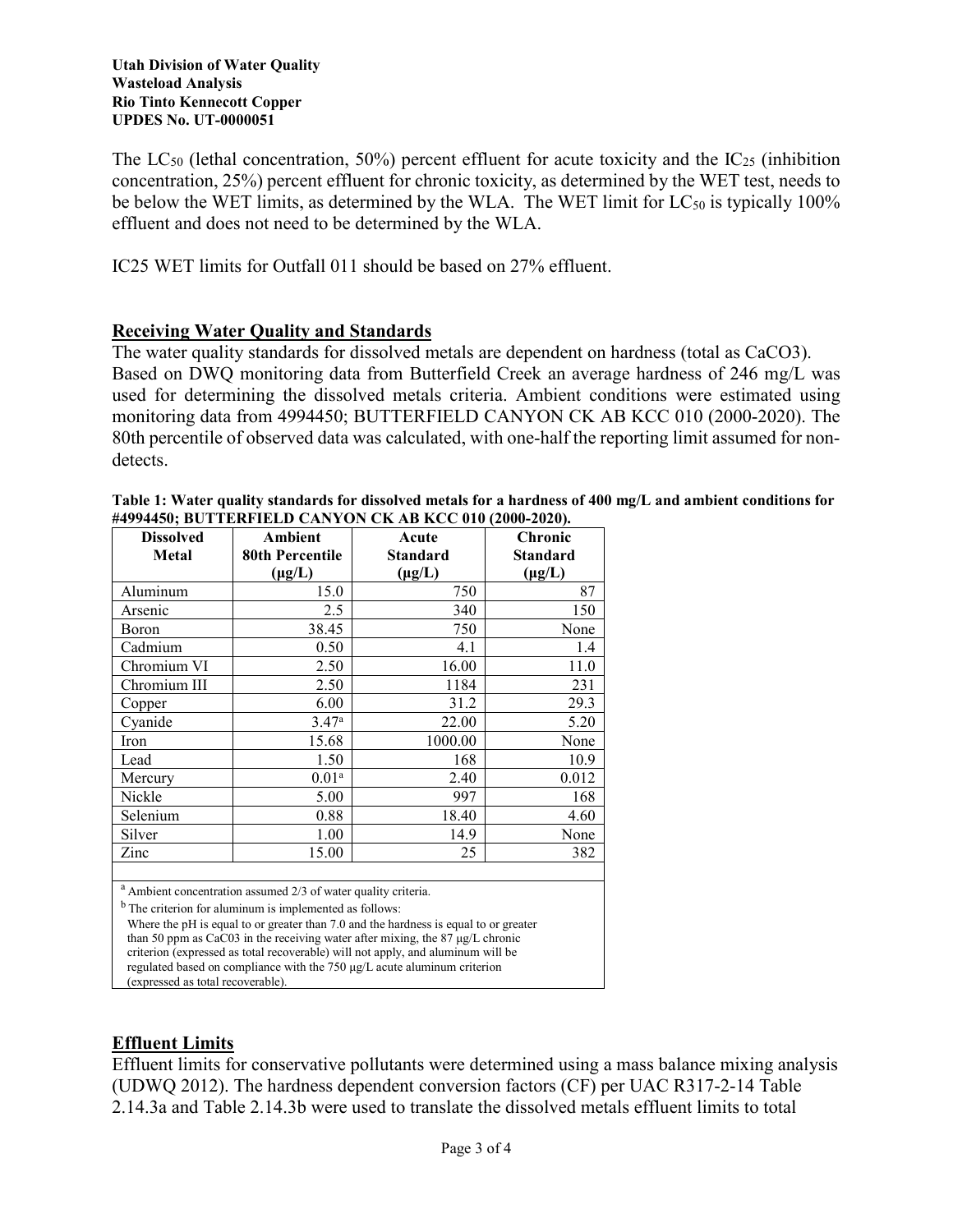The $LC_{50}$ (lethal concentration, 50%) percent effluent for acute toxicity and the $IC_{25}$ (inhibition concentration, 25%) percent effluent for chronic toxicity, as determined by the WET test, needs to be below the WET limits, as determined by the WLA. The WET limit for $LC_{50}$ is typically 100% effluent and does not need to be determined by the WLA.

IC25 WET limits for Outfall 011 should be based on 27% effluent.

## Receiving Water Quality and Standards

The water quality standards for dissolved metals are dependent on hardness (total as CaCO3). Based on DWQ monitoring data from Butterfield Creek an average hardness of 246 mg/L was used for determining the dissolved metals criteria. Ambient conditions were estimated using monitoring data from 4994450; BUTTERFIELD CANYON CK AB KCC 010 (2000-2020). The 80th percentile of observed data was calculated, with one-half the reporting limit assumed for non-detects.

**Table 1: Water quality standards for dissolved metals for a hardness of 400 mg/L and ambient conditions for #4994450; BUTTERFIELD CANYON CK AB KCC 010 (2000-2020).**

| Dissolved Metal | Ambient 80th Percentile (μg/L) | Acute Standard (μg/L) | Chronic Standard (μg/L) |
|---|---|---|---|
| Aluminum | 15.0 | 750 | 87 |
| Arsenic | 2.5 | 340 | 150 |
| Boron | 38.45 | 750 | None |
| Cadmium | 0.50 | 4.1 | 1.4 |
| Chromium VI | 2.50 | 16.00 | 11.0 |
| Chromium III | 2.50 | 1184 | 231 |
| Copper | 6.00 | 31.2 | 29.3 |
| Cyanide | 3.47[a] | 22.00 | 5.20 |
| Iron | 15.68 | 1000.00 | None |
| Lead | 1.50 | 168 | 10.9 |
| Mercury | 0.01[a] | 2.40 | 0.012 |
| Nickle | 5.00 | 997 | 168 |
| Selenium | 0.88 | 18.40 | 4.60 |
| Silver | 1.00 | 14.9 | None |
| Zinc | 15.00 | 25 | 382 |

[a] Ambient concentration assumed 2/3 of water quality criteria.

[b] The criterion for aluminum is implemented as follows:
Where the pH is equal to or greater than 7.0 and the hardness is equal to or greater than 50 ppm as CaC03 in the receiving water after mixing, the 87 μg/L chronic criterion (expressed as total recoverable) will not apply, and aluminum will be regulated based on compliance with the 750 μg/L acute aluminum criterion (expressed as total recoverable).

## Effluent Limits

Effluent limits for conservative pollutants were determined using a mass balance mixing analysis (UDWQ 2012). The hardness dependent conversion factors (CF) per UAC R317-2-14 Table 2.14.3a and Table 2.14.3b were used to translate the dissolved metals effluent limits to total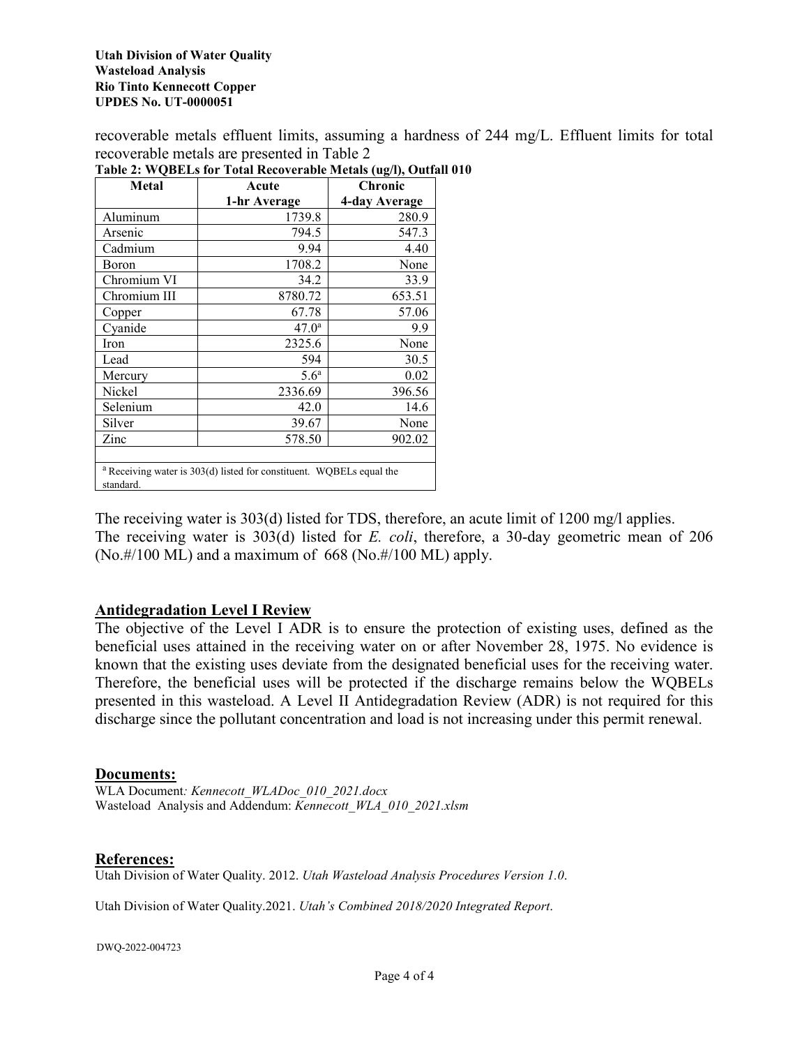recoverable metals effluent limits, assuming a hardness of 244 mg/L. Effluent limits for total recoverable metals are presented in Table 2

**Table 2: WQBELs for Total Recoverable Metals (ug/l), Outfall 010**

| Metal | Acute 1-hr Average | Chronic 4-day Average |
|---|---|---|
| Aluminum | 1739.8 | 280.9 |
| Arsenic | 794.5 | 547.3 |
| Cadmium | 9.94 | 4.40 |
| Boron | 1708.2 | None |
| Chromium VI | 34.2 | 33.9 |
| Chromium III | 8780.72 | 653.51 |
| Copper | 67.78 | 57.06 |
| Cyanide | 47.0[a] | 9.9 |
| Iron | 2325.6 | None |
| Lead | 594 | 30.5 |
| Mercury | 5.6[a] | 0.02 |
| Nickel | 2336.69 | 396.56 |
| Selenium | 42.0 | 14.6 |
| Silver | 39.67 | None |
| Zinc | 578.50 | 902.02 |

[a] Receiving water is 303(d) listed for constituent. WQBELs equal the standard.

The receiving water is 303(d) listed for TDS, therefore, an acute limit of 1200 mg/l applies.
The receiving water is 303(d) listed for *E. coli*, therefore, a 30-day geometric mean of 206 (No.#/100 ML) and a maximum of 668 (No.#/100 ML) apply.

## Antidegradation Level I Review

The objective of the Level I ADR is to ensure the protection of existing uses, defined as the beneficial uses attained in the receiving water on or after November 28, 1975. No evidence is known that the existing uses deviate from the designated beneficial uses for the receiving water. Therefore, the beneficial uses will be protected if the discharge remains below the WQBELs presented in this wasteload. A Level II Antidegradation Review (ADR) is not required for this discharge since the pollutant concentration and load is not increasing under this permit renewal.

## Documents:

WLA Document*: Kennecott_WLADoc_010_2021.docx*
Wasteload Analysis and Addendum: *Kennecott_WLA_010_2021.xlsm*

## References:

Utah Division of Water Quality. 2012. *Utah Wasteload Analysis Procedures Version 1.0*.

Utah Division of Water Quality.2021. *Utah's Combined 2018/2020 Integrated Report*.

DWQ-2022-004723